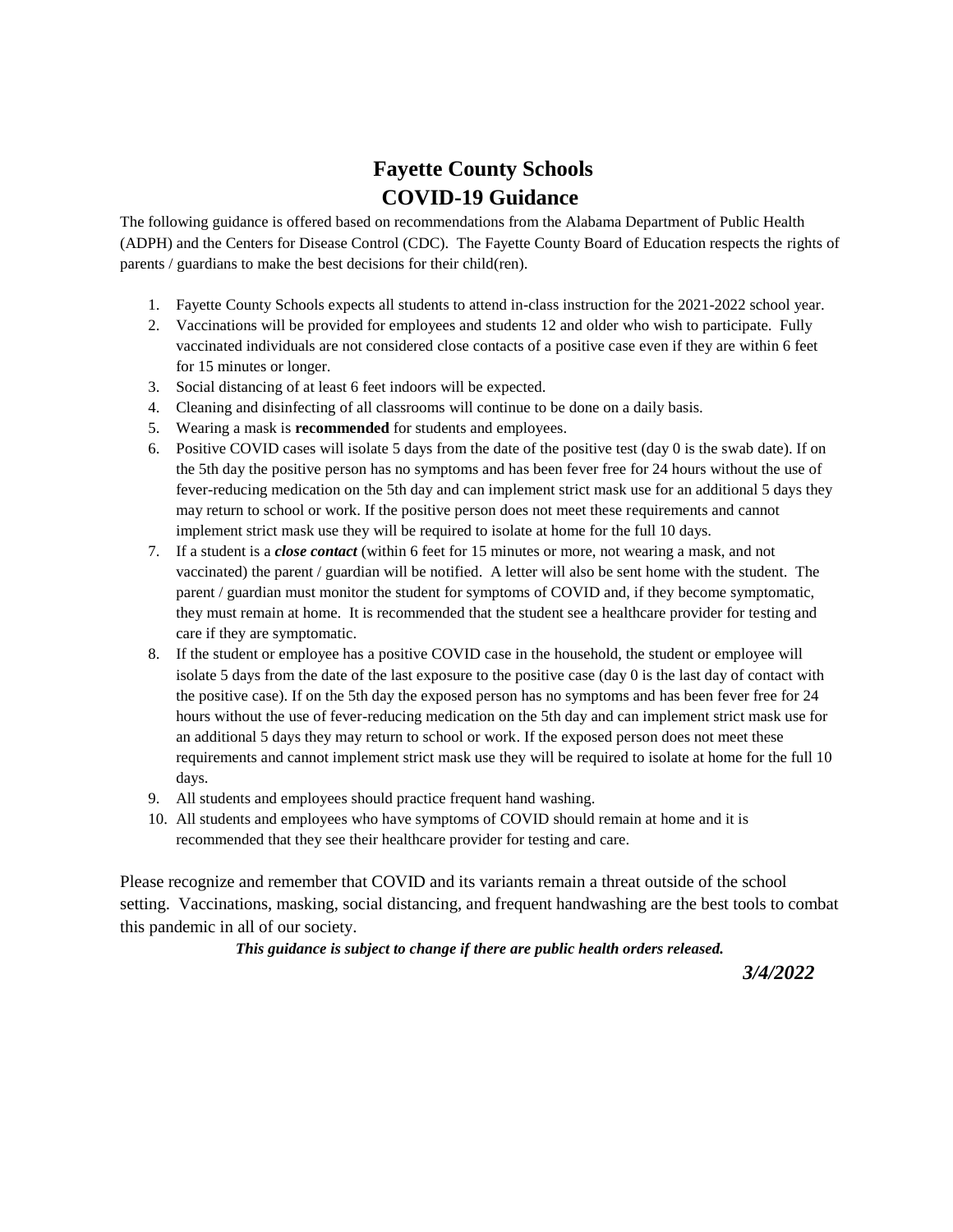# Fayette County Schools
# COVID-19 Guidance

The following guidance is offered based on recommendations from the Alabama Department of Public Health (ADPH) and the Centers for Disease Control (CDC). The Fayette County Board of Education respects the rights of parents / guardians to make the best decisions for their child(ren).

1. Fayette County Schools expects all students to attend in-class instruction for the 2021-2022 school year.
2. Vaccinations will be provided for employees and students 12 and older who wish to participate. Fully vaccinated individuals are not considered close contacts of a positive case even if they are within 6 feet for 15 minutes or longer.
3. Social distancing of at least 6 feet indoors will be expected.
4. Cleaning and disinfecting of all classrooms will continue to be done on a daily basis.
5. Wearing a mask is **recommended** for students and employees.
6. Positive COVID cases will isolate 5 days from the date of the positive test (day 0 is the swab date). If on the 5th day the positive person has no symptoms and has been fever free for 24 hours without the use of fever-reducing medication on the 5th day and can implement strict mask use for an additional 5 days they may return to school or work. If the positive person does not meet these requirements and cannot implement strict mask use they will be required to isolate at home for the full 10 days.
7. If a student is a ***close contact*** (within 6 feet for 15 minutes or more, not wearing a mask, and not vaccinated) the parent / guardian will be notified. A letter will also be sent home with the student. The parent / guardian must monitor the student for symptoms of COVID and, if they become symptomatic, they must remain at home. It is recommended that the student see a healthcare provider for testing and care if they are symptomatic.
8. If the student or employee has a positive COVID case in the household, the student or employee will isolate 5 days from the date of the last exposure to the positive case (day 0 is the last day of contact with the positive case). If on the 5th day the exposed person has no symptoms and has been fever free for 24 hours without the use of fever-reducing medication on the 5th day and can implement strict mask use for an additional 5 days they may return to school or work. If the exposed person does not meet these requirements and cannot implement strict mask use they will be required to isolate at home for the full 10 days.
9. All students and employees should practice frequent hand washing.
10. All students and employees who have symptoms of COVID should remain at home and it is recommended that they see their healthcare provider for testing and care.

Please recognize and remember that COVID and its variants remain a threat outside of the school setting. Vaccinations, masking, social distancing, and frequent handwashing are the best tools to combat this pandemic in all of our society.

***This guidance is subject to change if there are public health orders released.***

***3/4/2022***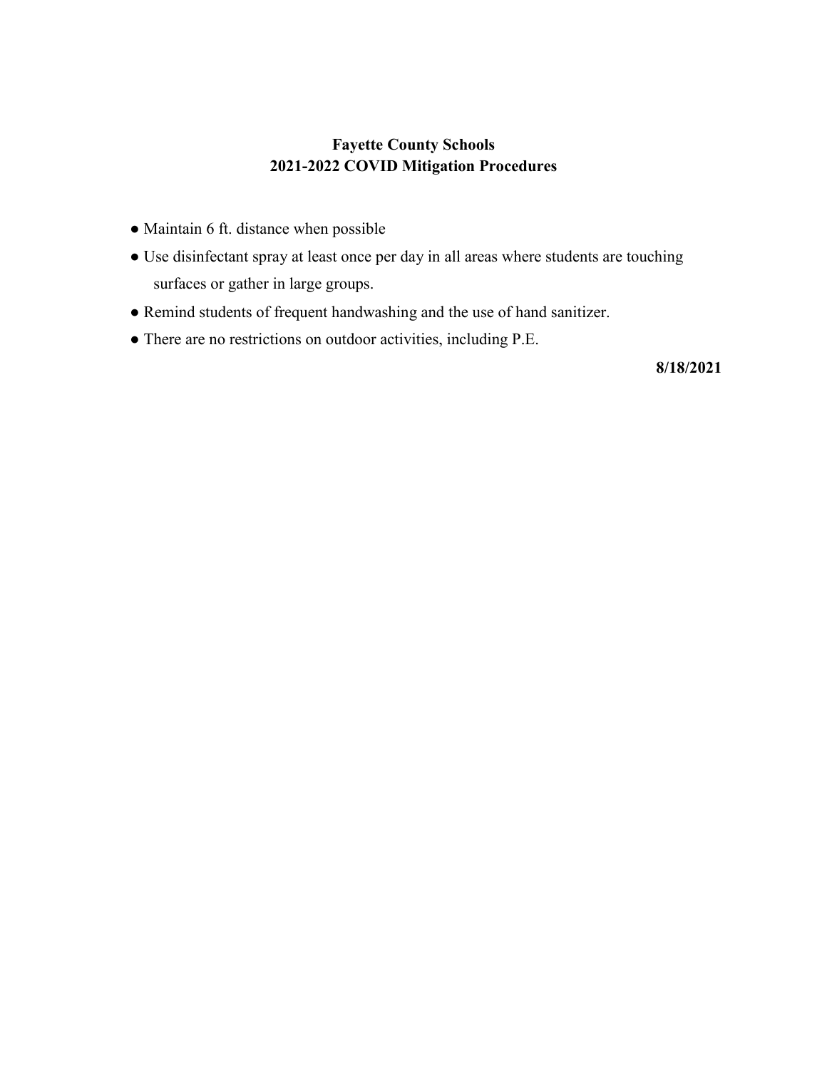**Fayette County Schools**
**2021-2022 COVID Mitigation Procedures**

- Maintain 6 ft. distance when possible
- Use disinfectant spray at least once per day in all areas where students are touching surfaces or gather in large groups.
- Remind students of frequent handwashing and the use of hand sanitizer.
- There are no restrictions on outdoor activities, including P.E.

**8/18/2021**